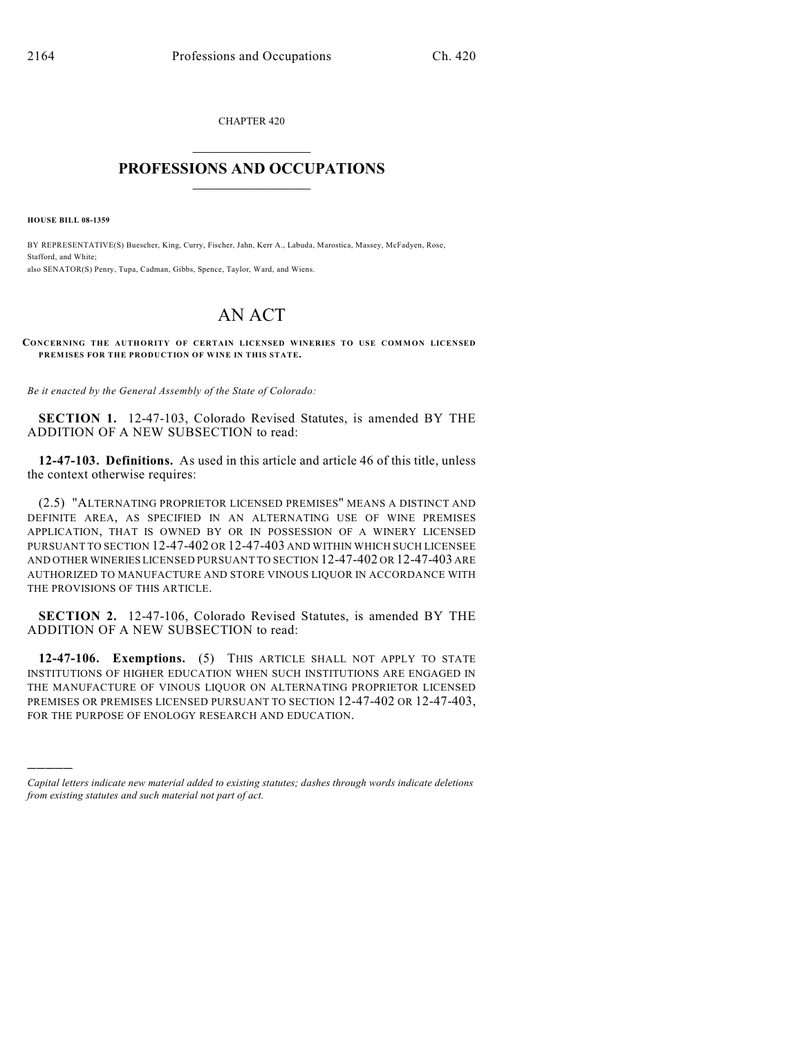CHAPTER 420

# PROFESSIONS AND OCCUPATIONS

**HOUSE BILL 08-1359**

BY REPRESENTATIVE(S) Buescher, King, Curry, Fischer, Jahn, Kerr A., Labuda, Marostica, Massey, McFadyen, Rose, Stafford, and White;
also SENATOR(S) Penry, Tupa, Cadman, Gibbs, Spence, Taylor, Ward, and Wiens.

# AN ACT

**CONCERNING THE AUTHORITY OF CERTAIN LICENSED WINERIES TO USE COMMON LICENSED PREMISES FOR THE PRODUCTION OF WINE IN THIS STATE.**

*Be it enacted by the General Assembly of the State of Colorado:*

**SECTION 1.** 12-47-103, Colorado Revised Statutes, is amended BY THE ADDITION OF A NEW SUBSECTION to read:

**12-47-103. Definitions.** As used in this article and article 46 of this title, unless the context otherwise requires:

(2.5) "ALTERNATING PROPRIETOR LICENSED PREMISES" MEANS A DISTINCT AND DEFINITE AREA, AS SPECIFIED IN AN ALTERNATING USE OF WINE PREMISES APPLICATION, THAT IS OWNED BY OR IN POSSESSION OF A WINERY LICENSED PURSUANT TO SECTION 12-47-402 OR 12-47-403 AND WITHIN WHICH SUCH LICENSEE AND OTHER WINERIES LICENSED PURSUANT TO SECTION 12-47-402 OR 12-47-403 ARE AUTHORIZED TO MANUFACTURE AND STORE VINOUS LIQUOR IN ACCORDANCE WITH THE PROVISIONS OF THIS ARTICLE.

**SECTION 2.** 12-47-106, Colorado Revised Statutes, is amended BY THE ADDITION OF A NEW SUBSECTION to read:

**12-47-106. Exemptions.** (5) THIS ARTICLE SHALL NOT APPLY TO STATE INSTITUTIONS OF HIGHER EDUCATION WHEN SUCH INSTITUTIONS ARE ENGAGED IN THE MANUFACTURE OF VINOUS LIQUOR ON ALTERNATING PROPRIETOR LICENSED PREMISES OR PREMISES LICENSED PURSUANT TO SECTION 12-47-402 OR 12-47-403, FOR THE PURPOSE OF ENOLOGY RESEARCH AND EDUCATION.

---

*Capital letters indicate new material added to existing statutes; dashes through words indicate deletions from existing statutes and such material not part of act.*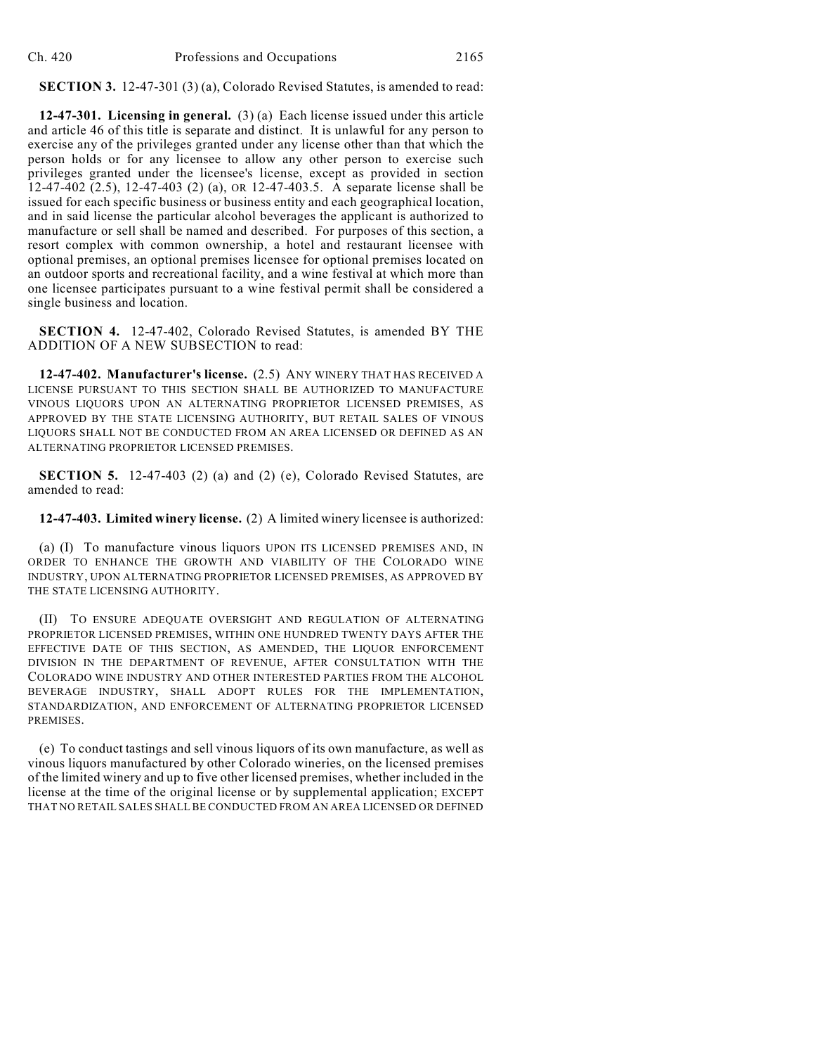**SECTION 3.** 12-47-301 (3) (a), Colorado Revised Statutes, is amended to read:

**12-47-301. Licensing in general.** (3) (a) Each license issued under this article and article 46 of this title is separate and distinct. It is unlawful for any person to exercise any of the privileges granted under any license other than that which the person holds or for any licensee to allow any other person to exercise such privileges granted under the licensee's license, except as provided in section 12-47-402 (2.5), 12-47-403 (2) (a), OR 12-47-403.5. A separate license shall be issued for each specific business or business entity and each geographical location, and in said license the particular alcohol beverages the applicant is authorized to manufacture or sell shall be named and described. For purposes of this section, a resort complex with common ownership, a hotel and restaurant licensee with optional premises, an optional premises licensee for optional premises located on an outdoor sports and recreational facility, and a wine festival at which more than one licensee participates pursuant to a wine festival permit shall be considered a single business and location.

**SECTION 4.** 12-47-402, Colorado Revised Statutes, is amended BY THE ADDITION OF A NEW SUBSECTION to read:

**12-47-402. Manufacturer's license.** (2.5) ANY WINERY THAT HAS RECEIVED A LICENSE PURSUANT TO THIS SECTION SHALL BE AUTHORIZED TO MANUFACTURE VINOUS LIQUORS UPON AN ALTERNATING PROPRIETOR LICENSED PREMISES, AS APPROVED BY THE STATE LICENSING AUTHORITY, BUT RETAIL SALES OF VINOUS LIQUORS SHALL NOT BE CONDUCTED FROM AN AREA LICENSED OR DEFINED AS AN ALTERNATING PROPRIETOR LICENSED PREMISES.

**SECTION 5.** 12-47-403 (2) (a) and (2) (e), Colorado Revised Statutes, are amended to read:

**12-47-403. Limited winery license.** (2) A limited winery licensee is authorized:

(a) (I) To manufacture vinous liquors UPON ITS LICENSED PREMISES AND, IN ORDER TO ENHANCE THE GROWTH AND VIABILITY OF THE COLORADO WINE INDUSTRY, UPON ALTERNATING PROPRIETOR LICENSED PREMISES, AS APPROVED BY THE STATE LICENSING AUTHORITY.

(II) TO ENSURE ADEQUATE OVERSIGHT AND REGULATION OF ALTERNATING PROPRIETOR LICENSED PREMISES, WITHIN ONE HUNDRED TWENTY DAYS AFTER THE EFFECTIVE DATE OF THIS SECTION, AS AMENDED, THE LIQUOR ENFORCEMENT DIVISION IN THE DEPARTMENT OF REVENUE, AFTER CONSULTATION WITH THE COLORADO WINE INDUSTRY AND OTHER INTERESTED PARTIES FROM THE ALCOHOL BEVERAGE INDUSTRY, SHALL ADOPT RULES FOR THE IMPLEMENTATION, STANDARDIZATION, AND ENFORCEMENT OF ALTERNATING PROPRIETOR LICENSED PREMISES.

(e) To conduct tastings and sell vinous liquors of its own manufacture, as well as vinous liquors manufactured by other Colorado wineries, on the licensed premises of the limited winery and up to five other licensed premises, whether included in the license at the time of the original license or by supplemental application; EXCEPT THAT NO RETAIL SALES SHALL BE CONDUCTED FROM AN AREA LICENSED OR DEFINED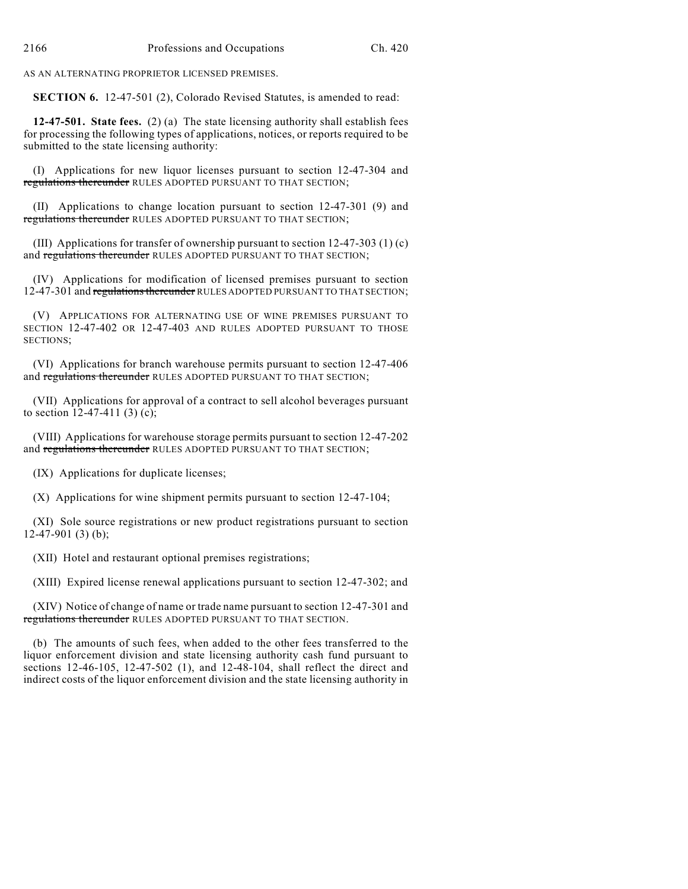AS AN ALTERNATING PROPRIETOR LICENSED PREMISES.

**SECTION 6.** 12-47-501 (2), Colorado Revised Statutes, is amended to read:

**12-47-501. State fees.** (2) (a) The state licensing authority shall establish fees for processing the following types of applications, notices, or reports required to be submitted to the state licensing authority:

(I) Applications for new liquor licenses pursuant to section 12-47-304 and ~~regulations thereunder~~ RULES ADOPTED PURSUANT TO THAT SECTION;

(II) Applications to change location pursuant to section 12-47-301 (9) and ~~regulations thereunder~~ RULES ADOPTED PURSUANT TO THAT SECTION;

(III) Applications for transfer of ownership pursuant to section 12-47-303 (1) (c) and ~~regulations thereunder~~ RULES ADOPTED PURSUANT TO THAT SECTION;

(IV) Applications for modification of licensed premises pursuant to section 12-47-301 and ~~regulations thereunder~~ RULES ADOPTED PURSUANT TO THAT SECTION;

(V) APPLICATIONS FOR ALTERNATING USE OF WINE PREMISES PURSUANT TO SECTION 12-47-402 OR 12-47-403 AND RULES ADOPTED PURSUANT TO THOSE SECTIONS;

(VI) Applications for branch warehouse permits pursuant to section 12-47-406 and ~~regulations thereunder~~ RULES ADOPTED PURSUANT TO THAT SECTION;

(VII) Applications for approval of a contract to sell alcohol beverages pursuant to section 12-47-411 (3) (c);

(VIII) Applications for warehouse storage permits pursuant to section 12-47-202 and ~~regulations thereunder~~ RULES ADOPTED PURSUANT TO THAT SECTION;

(IX) Applications for duplicate licenses;

(X) Applications for wine shipment permits pursuant to section 12-47-104;

(XI) Sole source registrations or new product registrations pursuant to section 12-47-901 (3) (b);

(XII) Hotel and restaurant optional premises registrations;

(XIII) Expired license renewal applications pursuant to section 12-47-302; and

(XIV) Notice of change of name or trade name pursuant to section 12-47-301 and ~~regulations thereunder~~ RULES ADOPTED PURSUANT TO THAT SECTION.

(b) The amounts of such fees, when added to the other fees transferred to the liquor enforcement division and state licensing authority cash fund pursuant to sections 12-46-105, 12-47-502 (1), and 12-48-104, shall reflect the direct and indirect costs of the liquor enforcement division and the state licensing authority in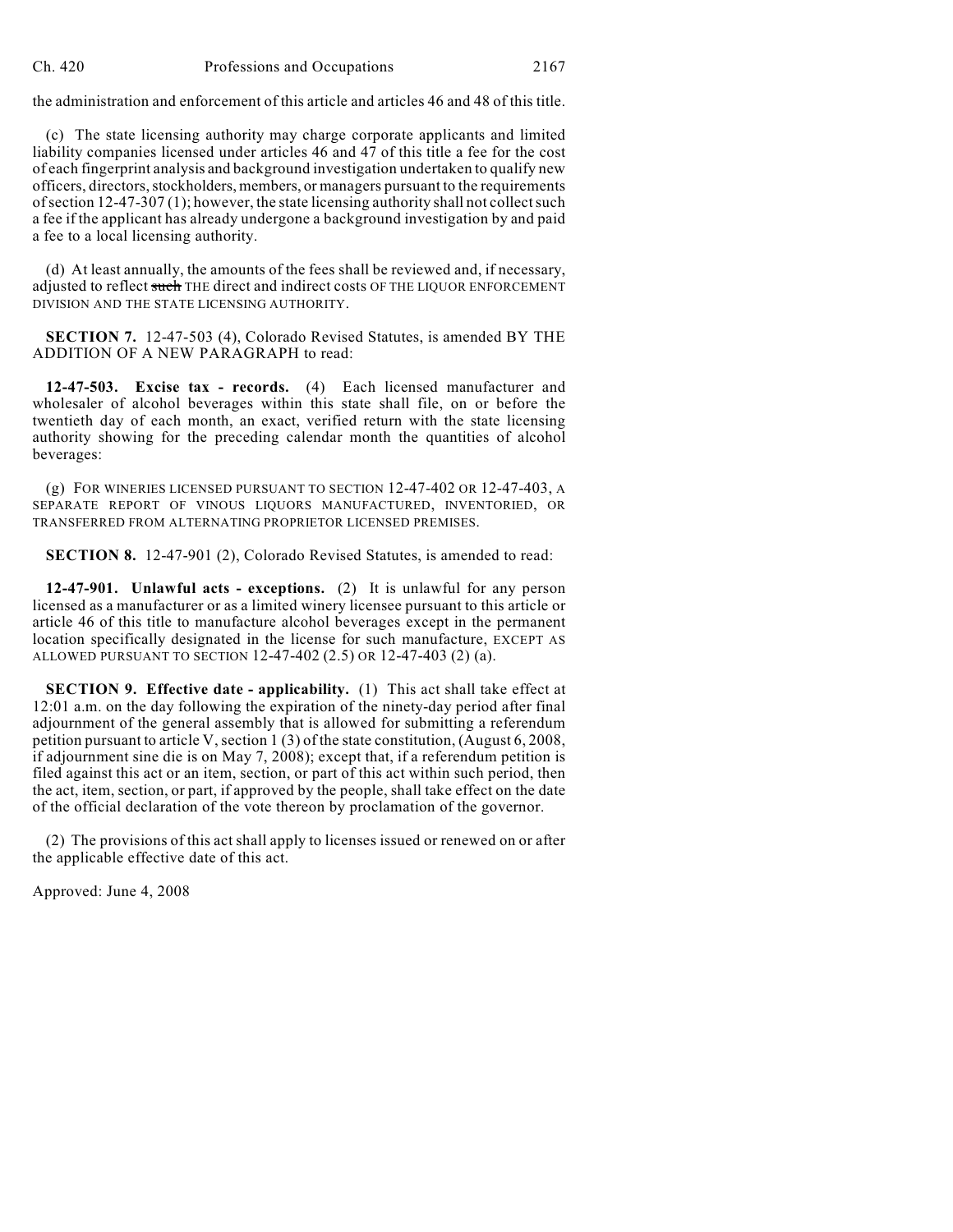the administration and enforcement of this article and articles 46 and 48 of this title.

(c) The state licensing authority may charge corporate applicants and limited liability companies licensed under articles 46 and 47 of this title a fee for the cost of each fingerprint analysis and background investigation undertaken to qualify new officers, directors, stockholders, members, or managers pursuant to the requirements of section 12-47-307 (1); however, the state licensing authority shall not collect such a fee if the applicant has already undergone a background investigation by and paid a fee to a local licensing authority.

(d) At least annually, the amounts of the fees shall be reviewed and, if necessary, adjusted to reflect ~~such~~ THE direct and indirect costs OF THE LIQUOR ENFORCEMENT DIVISION AND THE STATE LICENSING AUTHORITY.

**SECTION 7.** 12-47-503 (4), Colorado Revised Statutes, is amended BY THE ADDITION OF A NEW PARAGRAPH to read:

**12-47-503. Excise tax - records.** (4) Each licensed manufacturer and wholesaler of alcohol beverages within this state shall file, on or before the twentieth day of each month, an exact, verified return with the state licensing authority showing for the preceding calendar month the quantities of alcohol beverages:

(g) FOR WINERIES LICENSED PURSUANT TO SECTION 12-47-402 OR 12-47-403, A SEPARATE REPORT OF VINOUS LIQUORS MANUFACTURED, INVENTORIED, OR TRANSFERRED FROM ALTERNATING PROPRIETOR LICENSED PREMISES.

**SECTION 8.** 12-47-901 (2), Colorado Revised Statutes, is amended to read:

**12-47-901. Unlawful acts - exceptions.** (2) It is unlawful for any person licensed as a manufacturer or as a limited winery licensee pursuant to this article or article 46 of this title to manufacture alcohol beverages except in the permanent location specifically designated in the license for such manufacture, EXCEPT AS ALLOWED PURSUANT TO SECTION 12-47-402 (2.5) OR 12-47-403 (2) (a).

**SECTION 9. Effective date - applicability.** (1) This act shall take effect at 12:01 a.m. on the day following the expiration of the ninety-day period after final adjournment of the general assembly that is allowed for submitting a referendum petition pursuant to article V, section 1 (3) of the state constitution, (August 6, 2008, if adjournment sine die is on May 7, 2008); except that, if a referendum petition is filed against this act or an item, section, or part of this act within such period, then the act, item, section, or part, if approved by the people, shall take effect on the date of the official declaration of the vote thereon by proclamation of the governor.

(2) The provisions of this act shall apply to licenses issued or renewed on or after the applicable effective date of this act.

Approved: June 4, 2008